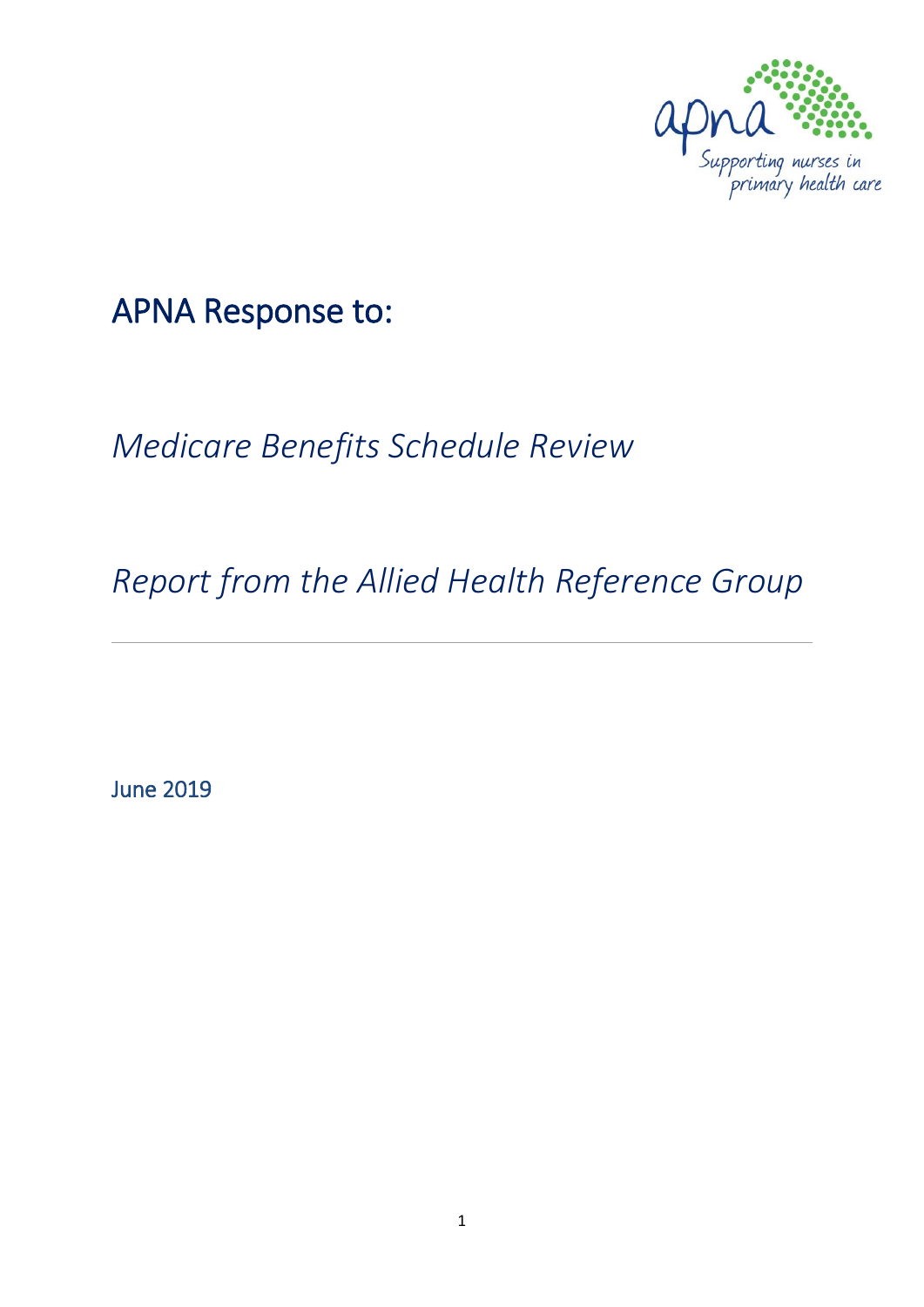apna Supporting nurses in primary health care

# APNA Response to:

## *Medicare Benefits Schedule Review*

## *Report from the Allied Health Reference Group*

---

June 2019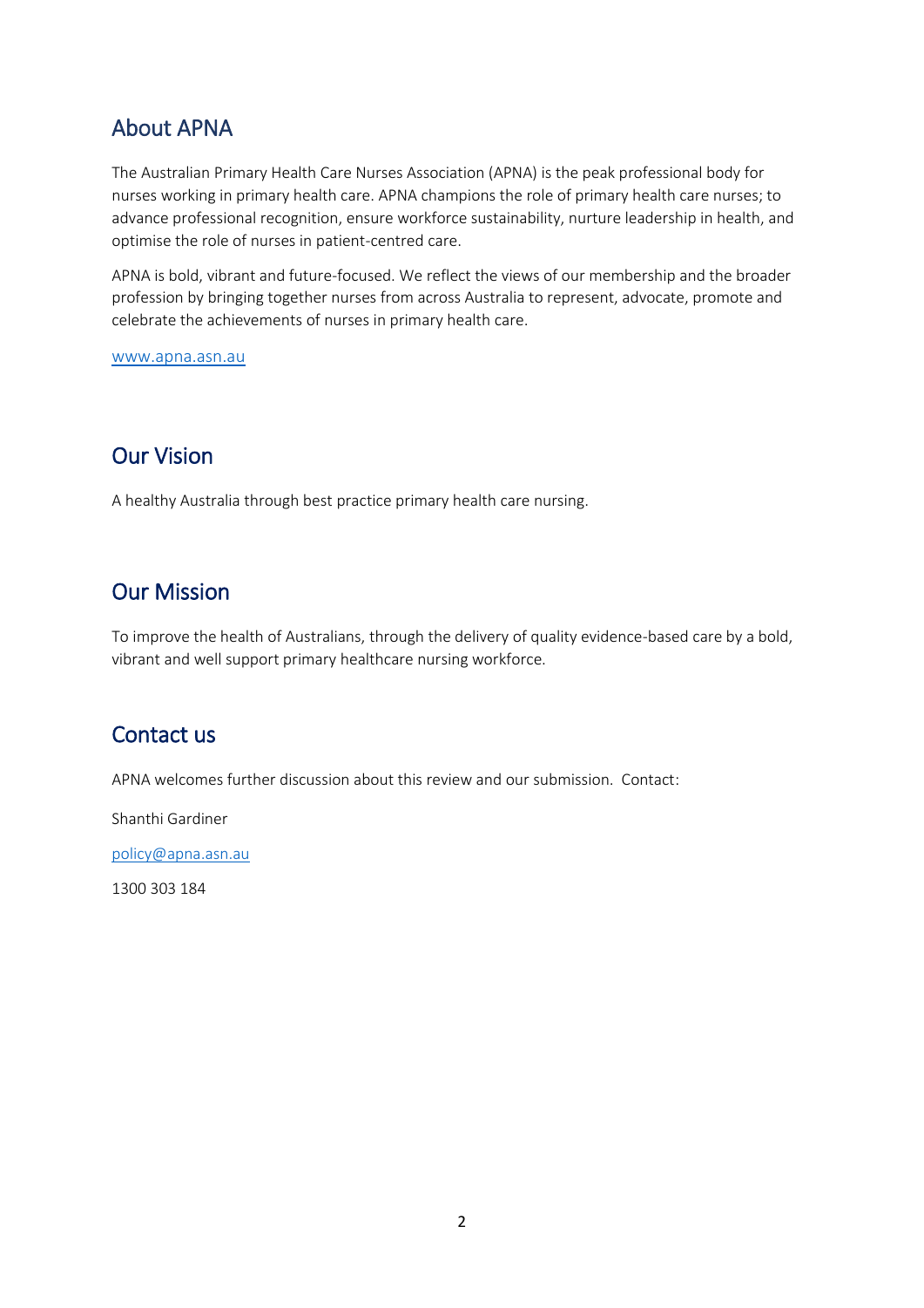## About APNA

The Australian Primary Health Care Nurses Association (APNA) is the peak professional body for nurses working in primary health care. APNA champions the role of primary health care nurses; to advance professional recognition, ensure workforce sustainability, nurture leadership in health, and optimise the role of nurses in patient-centred care.

APNA is bold, vibrant and future-focused. We reflect the views of our membership and the broader profession by bringing together nurses from across Australia to represent, advocate, promote and celebrate the achievements of nurses in primary health care.

www.apna.asn.au

## Our Vision

A healthy Australia through best practice primary health care nursing.

## Our Mission

To improve the health of Australians, through the delivery of quality evidence-based care by a bold, vibrant and well support primary healthcare nursing workforce.

## Contact us

APNA welcomes further discussion about this review and our submission. Contact:

Shanthi Gardiner

policy@apna.asn.au

1300 303 184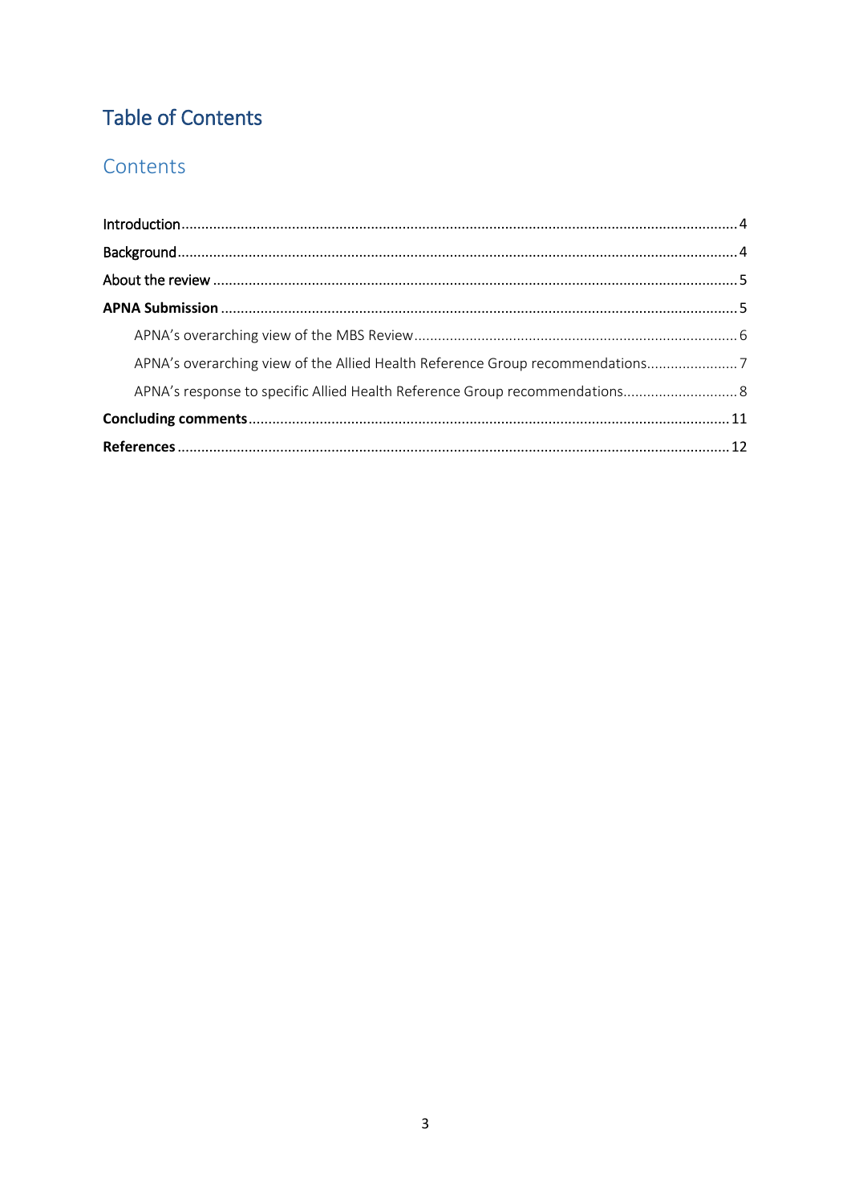# Table of Contents

## Contents

Introduction .......... 4

Background .......... 4

About the review .......... 5

**APNA Submission** .......... 5

- APNA's overarching view of the MBS Review .......... 6
- APNA's overarching view of the Allied Health Reference Group recommendations .......... 7
- APNA's response to specific Allied Health Reference Group recommendations .......... 8

**Concluding comments** .......... 11

**References** .......... 12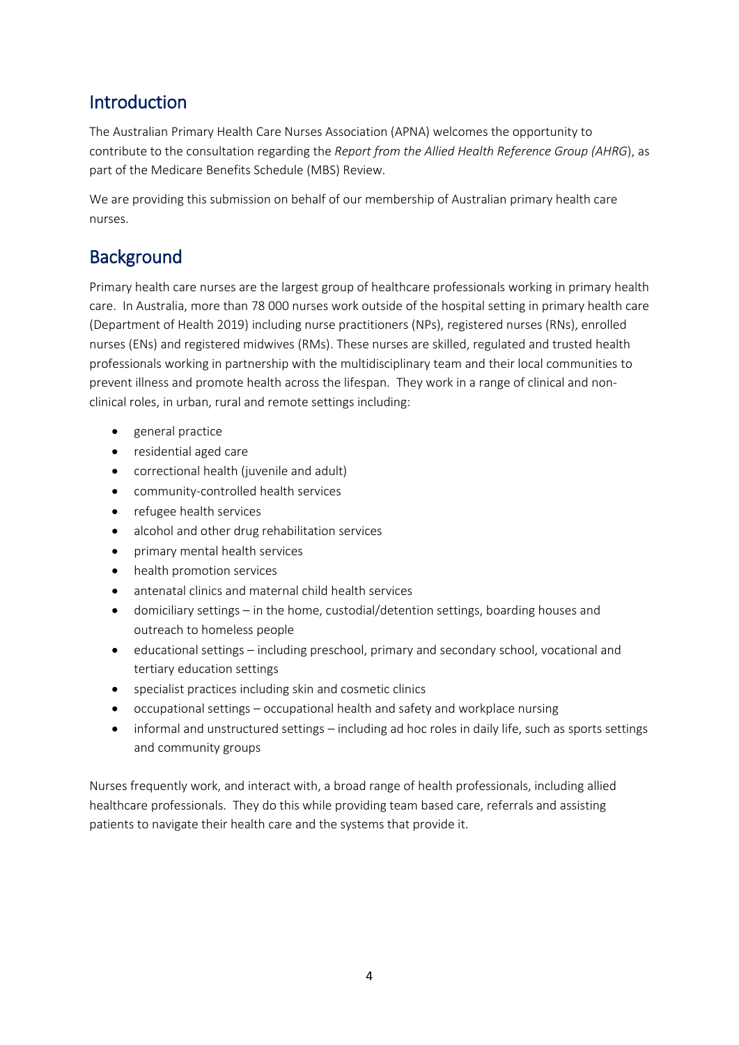## Introduction

The Australian Primary Health Care Nurses Association (APNA) welcomes the opportunity to contribute to the consultation regarding the *Report from the Allied Health Reference Group (AHRG*), as part of the Medicare Benefits Schedule (MBS) Review.

We are providing this submission on behalf of our membership of Australian primary health care nurses.

## Background

Primary health care nurses are the largest group of healthcare professionals working in primary health care. In Australia, more than 78 000 nurses work outside of the hospital setting in primary health care (Department of Health 2019) including nurse practitioners (NPs), registered nurses (RNs), enrolled nurses (ENs) and registered midwives (RMs). These nurses are skilled, regulated and trusted health professionals working in partnership with the multidisciplinary team and their local communities to prevent illness and promote health across the lifespan. They work in a range of clinical and non-clinical roles, in urban, rural and remote settings including:

- general practice
- residential aged care
- correctional health (juvenile and adult)
- community-controlled health services
- refugee health services
- alcohol and other drug rehabilitation services
- primary mental health services
- health promotion services
- antenatal clinics and maternal child health services
- domiciliary settings – in the home, custodial/detention settings, boarding houses and outreach to homeless people
- educational settings – including preschool, primary and secondary school, vocational and tertiary education settings
- specialist practices including skin and cosmetic clinics
- occupational settings – occupational health and safety and workplace nursing
- informal and unstructured settings – including ad hoc roles in daily life, such as sports settings and community groups

Nurses frequently work, and interact with, a broad range of health professionals, including allied healthcare professionals. They do this while providing team based care, referrals and assisting patients to navigate their health care and the systems that provide it.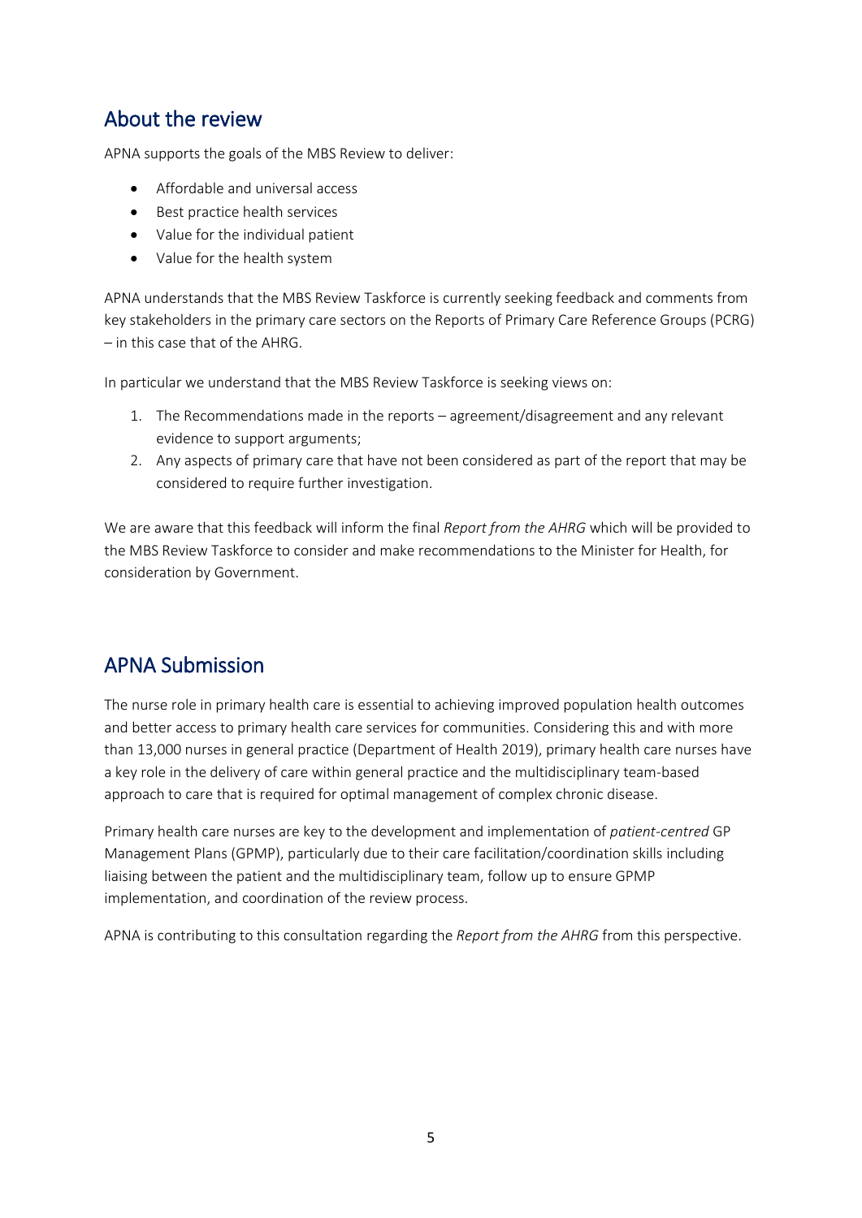## About the review

APNA supports the goals of the MBS Review to deliver:

- Affordable and universal access
- Best practice health services
- Value for the individual patient
- Value for the health system

APNA understands that the MBS Review Taskforce is currently seeking feedback and comments from key stakeholders in the primary care sectors on the Reports of Primary Care Reference Groups (PCRG) – in this case that of the AHRG.

In particular we understand that the MBS Review Taskforce is seeking views on:

1. The Recommendations made in the reports – agreement/disagreement and any relevant evidence to support arguments;
2. Any aspects of primary care that have not been considered as part of the report that may be considered to require further investigation.

We are aware that this feedback will inform the final *Report from the AHRG* which will be provided to the MBS Review Taskforce to consider and make recommendations to the Minister for Health, for consideration by Government.

## APNA Submission

The nurse role in primary health care is essential to achieving improved population health outcomes and better access to primary health care services for communities. Considering this and with more than 13,000 nurses in general practice (Department of Health 2019), primary health care nurses have a key role in the delivery of care within general practice and the multidisciplinary team-based approach to care that is required for optimal management of complex chronic disease.

Primary health care nurses are key to the development and implementation of *patient-centred* GP Management Plans (GPMP), particularly due to their care facilitation/coordination skills including liaising between the patient and the multidisciplinary team, follow up to ensure GPMP implementation, and coordination of the review process.

APNA is contributing to this consultation regarding the *Report from the AHRG* from this perspective.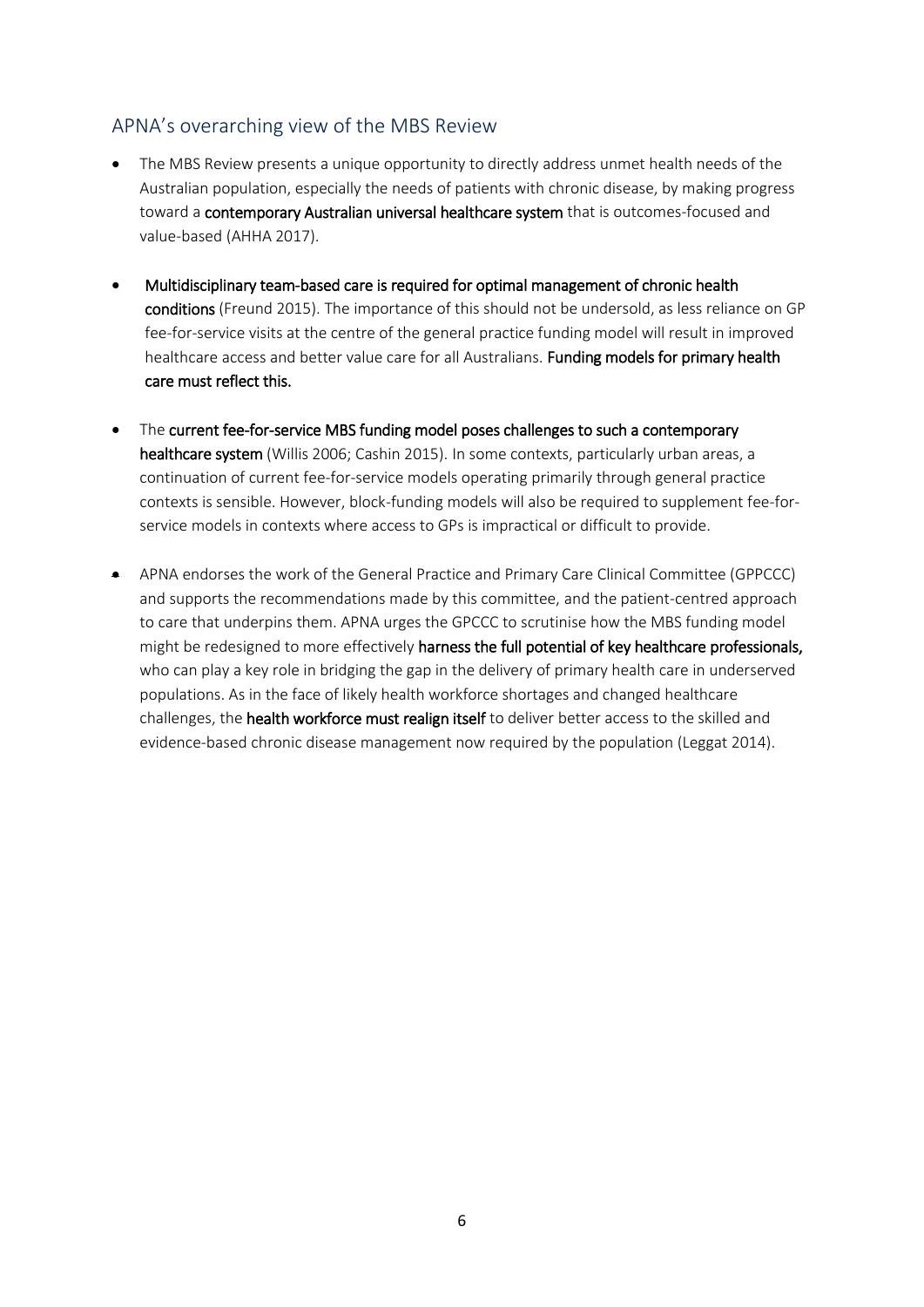## APNA's overarching view of the MBS Review

- The MBS Review presents a unique opportunity to directly address unmet health needs of the Australian population, especially the needs of patients with chronic disease, by making progress toward a **contemporary Australian universal healthcare system** that is outcomes-focused and value-based (AHHA 2017).

- **Multidisciplinary team-based care is required for optimal management of chronic health conditions** (Freund 2015). The importance of this should not be undersold, as less reliance on GP fee-for-service visits at the centre of the general practice funding model will result in improved healthcare access and better value care for all Australians. **Funding models for primary health care must reflect this.**

- The **current fee-for-service MBS funding model poses challenges to such a contemporary healthcare system** (Willis 2006; Cashin 2015). In some contexts, particularly urban areas, a continuation of current fee-for-service models operating primarily through general practice contexts is sensible. However, block-funding models will also be required to supplement fee-for-service models in contexts where access to GPs is impractical or difficult to provide.

- APNA endorses the work of the General Practice and Primary Care Clinical Committee (GPPCCC) and supports the recommendations made by this committee, and the patient-centred approach to care that underpins them. APNA urges the GPCCC to scrutinise how the MBS funding model might be redesigned to more effectively **harness the full potential of key healthcare professionals,** who can play a key role in bridging the gap in the delivery of primary health care in underserved populations. As in the face of likely health workforce shortages and changed healthcare challenges, the **health workforce must realign itself** to deliver better access to the skilled and evidence-based chronic disease management now required by the population (Leggat 2014).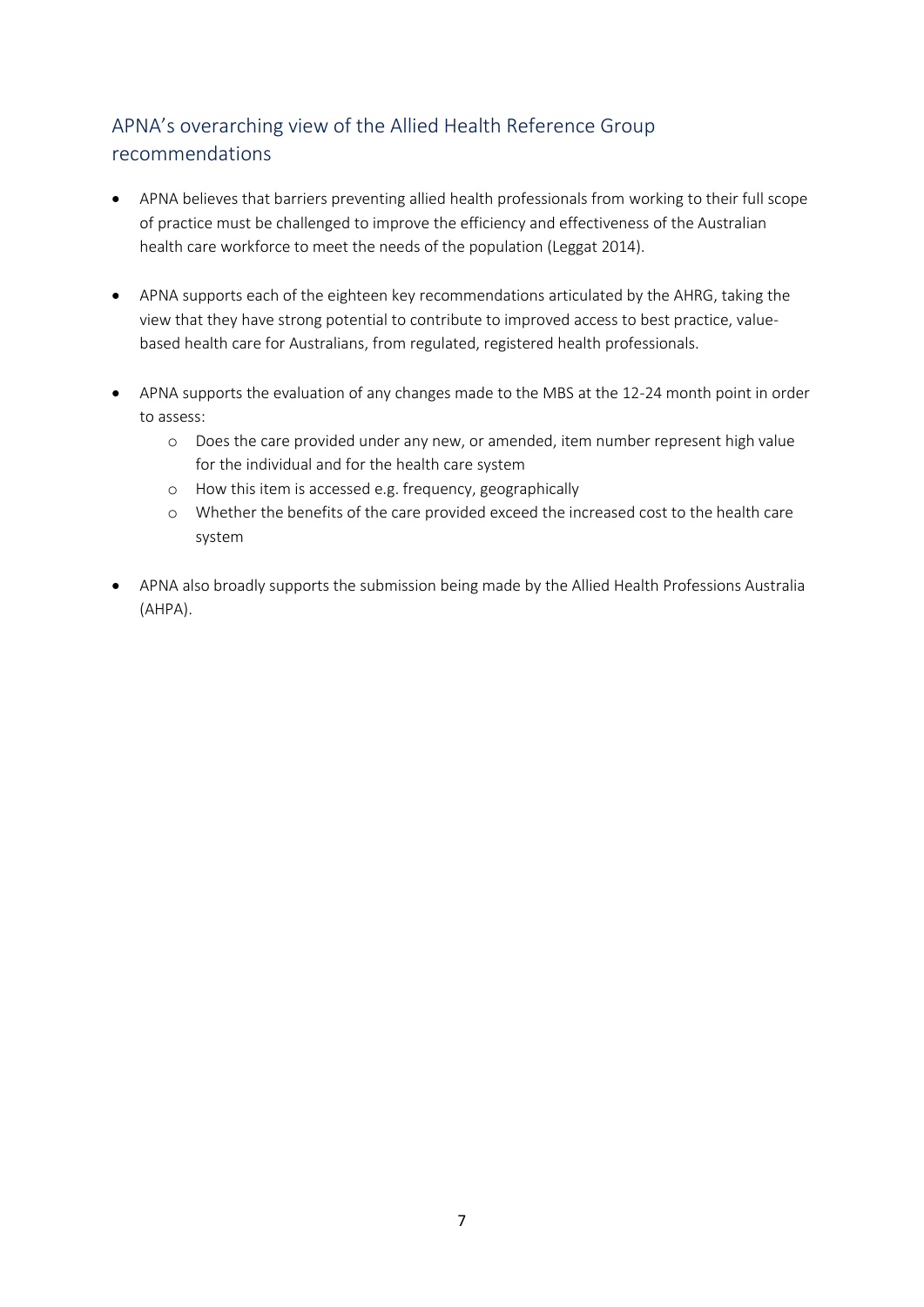## APNA's overarching view of the Allied Health Reference Group recommendations

- APNA believes that barriers preventing allied health professionals from working to their full scope of practice must be challenged to improve the efficiency and effectiveness of the Australian health care workforce to meet the needs of the population (Leggat 2014).
- APNA supports each of the eighteen key recommendations articulated by the AHRG, taking the view that they have strong potential to contribute to improved access to best practice, value-based health care for Australians, from regulated, registered health professionals.
- APNA supports the evaluation of any changes made to the MBS at the 12-24 month point in order to assess:
    - Does the care provided under any new, or amended, item number represent high value for the individual and for the health care system
    - How this item is accessed e.g. frequency, geographically
    - Whether the benefits of the care provided exceed the increased cost to the health care system
- APNA also broadly supports the submission being made by the Allied Health Professions Australia (AHPA).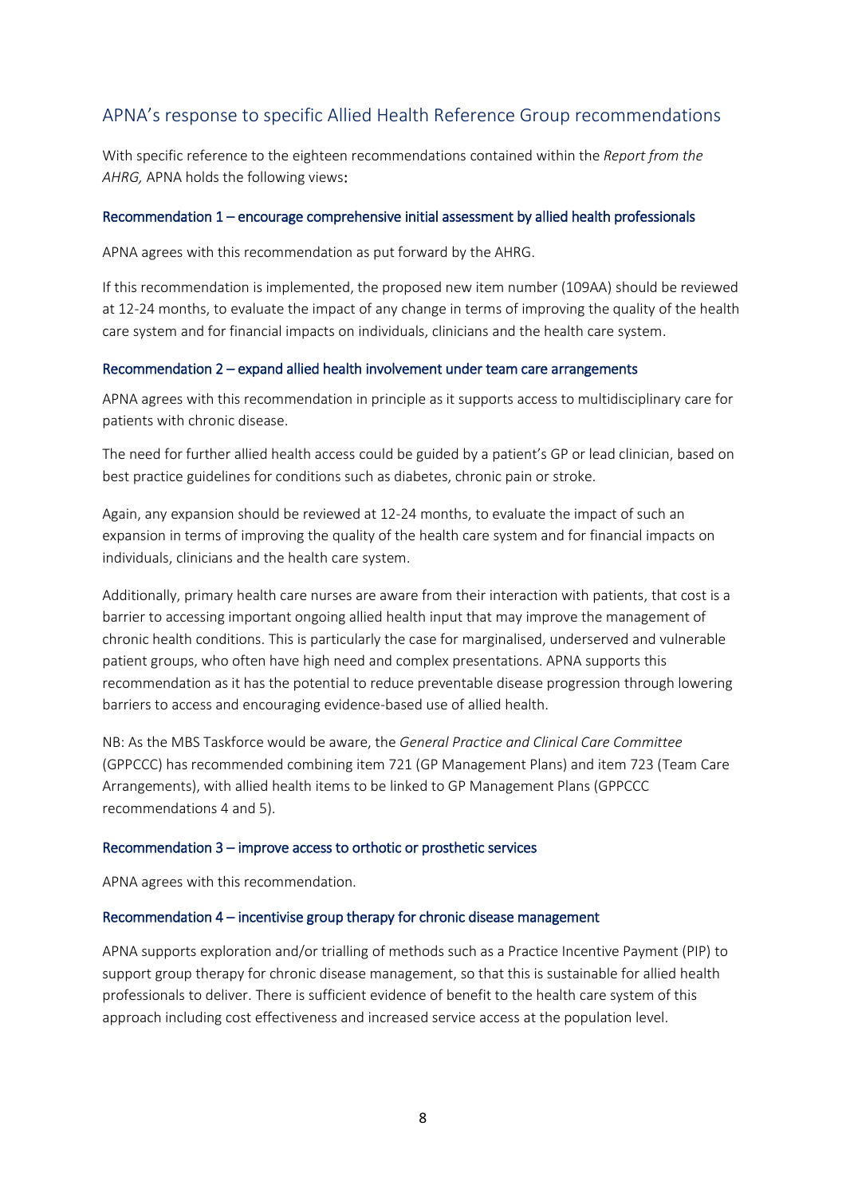## APNA's response to specific Allied Health Reference Group recommendations

With specific reference to the eighteen recommendations contained within the *Report from the AHRG,* APNA holds the following views:

### Recommendation 1 – encourage comprehensive initial assessment by allied health professionals

APNA agrees with this recommendation as put forward by the AHRG.

If this recommendation is implemented, the proposed new item number (109AA) should be reviewed at 12-24 months, to evaluate the impact of any change in terms of improving the quality of the health care system and for financial impacts on individuals, clinicians and the health care system.

### Recommendation 2 – expand allied health involvement under team care arrangements

APNA agrees with this recommendation in principle as it supports access to multidisciplinary care for patients with chronic disease.

The need for further allied health access could be guided by a patient's GP or lead clinician, based on best practice guidelines for conditions such as diabetes, chronic pain or stroke.

Again, any expansion should be reviewed at 12-24 months, to evaluate the impact of such an expansion in terms of improving the quality of the health care system and for financial impacts on individuals, clinicians and the health care system.

Additionally, primary health care nurses are aware from their interaction with patients, that cost is a barrier to accessing important ongoing allied health input that may improve the management of chronic health conditions. This is particularly the case for marginalised, underserved and vulnerable patient groups, who often have high need and complex presentations. APNA supports this recommendation as it has the potential to reduce preventable disease progression through lowering barriers to access and encouraging evidence-based use of allied health.

NB: As the MBS Taskforce would be aware, the *General Practice and Clinical Care Committee* (GPPCCC) has recommended combining item 721 (GP Management Plans) and item 723 (Team Care Arrangements), with allied health items to be linked to GP Management Plans (GPPCCC recommendations 4 and 5).

### Recommendation 3 – improve access to orthotic or prosthetic services

APNA agrees with this recommendation.

### Recommendation 4 – incentivise group therapy for chronic disease management

APNA supports exploration and/or trialling of methods such as a Practice Incentive Payment (PIP) to support group therapy for chronic disease management, so that this is sustainable for allied health professionals to deliver. There is sufficient evidence of benefit to the health care system of this approach including cost effectiveness and increased service access at the population level.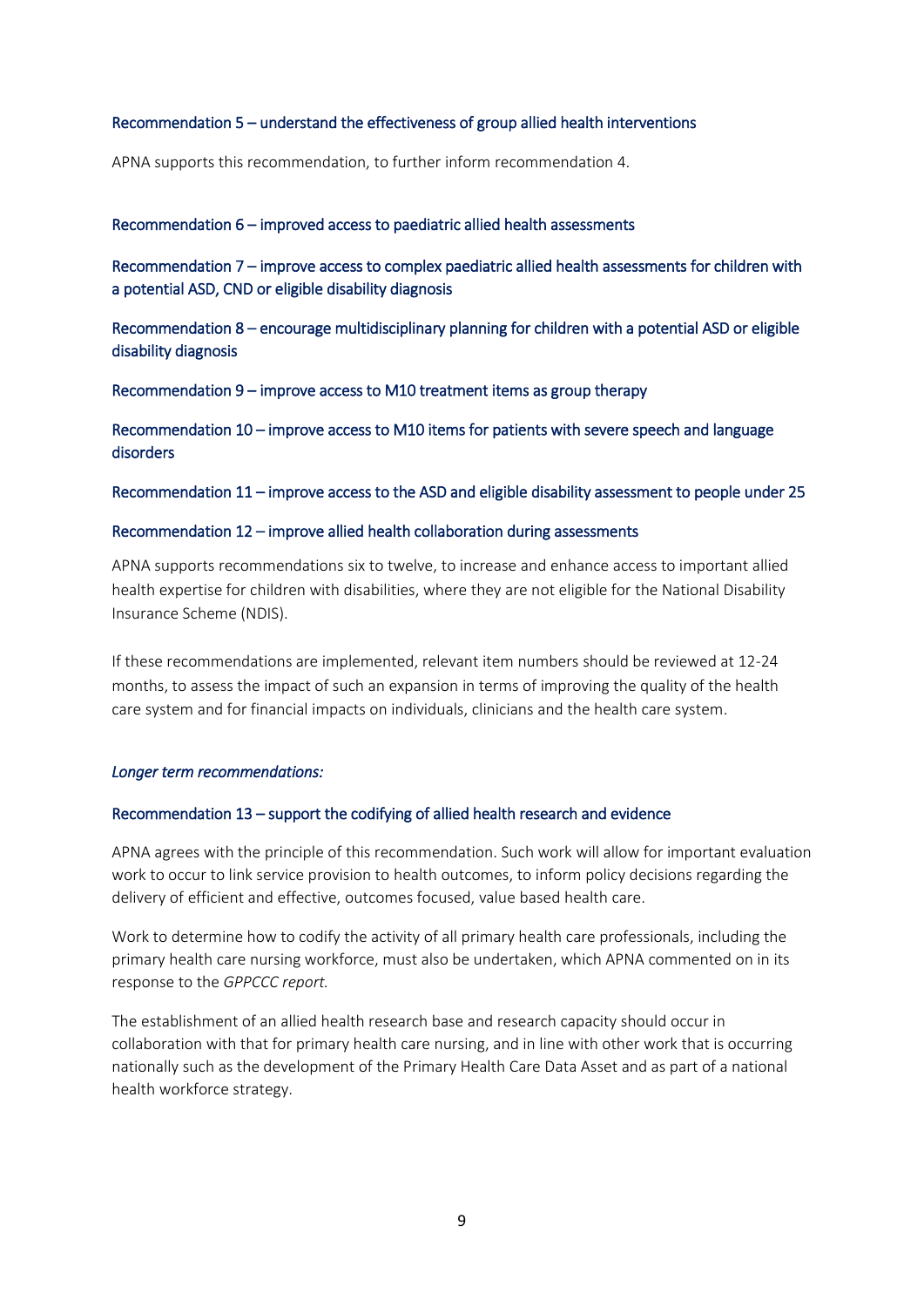### Recommendation 5 – understand the effectiveness of group allied health interventions

APNA supports this recommendation, to further inform recommendation 4.

### Recommendation 6 – improved access to paediatric allied health assessments

### Recommendation 7 – improve access to complex paediatric allied health assessments for children with a potential ASD, CND or eligible disability diagnosis

### Recommendation 8 – encourage multidisciplinary planning for children with a potential ASD or eligible disability diagnosis

### Recommendation 9 – improve access to M10 treatment items as group therapy

### Recommendation 10 – improve access to M10 items for patients with severe speech and language disorders

### Recommendation 11 – improve access to the ASD and eligible disability assessment to people under 25

### Recommendation 12 – improve allied health collaboration during assessments

APNA supports recommendations six to twelve, to increase and enhance access to important allied health expertise for children with disabilities, where they are not eligible for the National Disability Insurance Scheme (NDIS).

If these recommendations are implemented, relevant item numbers should be reviewed at 12-24 months, to assess the impact of such an expansion in terms of improving the quality of the health care system and for financial impacts on individuals, clinicians and the health care system.

*Longer term recommendations:*

### Recommendation 13 – support the codifying of allied health research and evidence

APNA agrees with the principle of this recommendation. Such work will allow for important evaluation work to occur to link service provision to health outcomes, to inform policy decisions regarding the delivery of efficient and effective, outcomes focused, value based health care.

Work to determine how to codify the activity of all primary health care professionals, including the primary health care nursing workforce, must also be undertaken, which APNA commented on in its response to the *GPPCCC report.*

The establishment of an allied health research base and research capacity should occur in collaboration with that for primary health care nursing, and in line with other work that is occurring nationally such as the development of the Primary Health Care Data Asset and as part of a national health workforce strategy.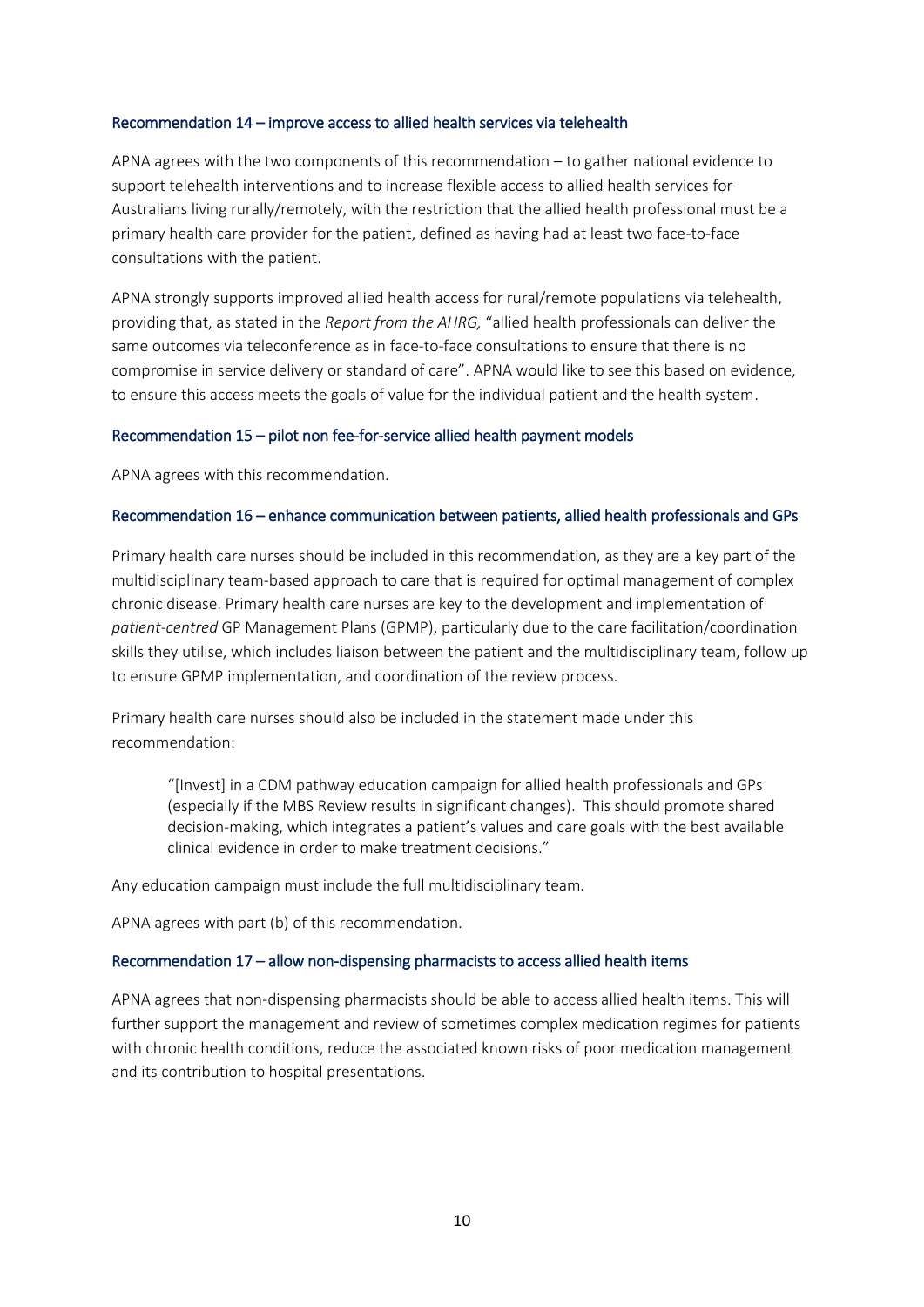### Recommendation 14 – improve access to allied health services via telehealth

APNA agrees with the two components of this recommendation – to gather national evidence to support telehealth interventions and to increase flexible access to allied health services for Australians living rurally/remotely, with the restriction that the allied health professional must be a primary health care provider for the patient, defined as having had at least two face-to-face consultations with the patient.

APNA strongly supports improved allied health access for rural/remote populations via telehealth, providing that, as stated in the *Report from the AHRG,* "allied health professionals can deliver the same outcomes via teleconference as in face-to-face consultations to ensure that there is no compromise in service delivery or standard of care". APNA would like to see this based on evidence, to ensure this access meets the goals of value for the individual patient and the health system.

### Recommendation 15 – pilot non fee-for-service allied health payment models

APNA agrees with this recommendation.

### Recommendation 16 – enhance communication between patients, allied health professionals and GPs

Primary health care nurses should be included in this recommendation, as they are a key part of the multidisciplinary team-based approach to care that is required for optimal management of complex chronic disease. Primary health care nurses are key to the development and implementation of *patient-centred* GP Management Plans (GPMP), particularly due to the care facilitation/coordination skills they utilise, which includes liaison between the patient and the multidisciplinary team, follow up to ensure GPMP implementation, and coordination of the review process.

Primary health care nurses should also be included in the statement made under this recommendation:

> "[Invest] in a CDM pathway education campaign for allied health professionals and GPs (especially if the MBS Review results in significant changes). This should promote shared decision-making, which integrates a patient's values and care goals with the best available clinical evidence in order to make treatment decisions."

Any education campaign must include the full multidisciplinary team.

APNA agrees with part (b) of this recommendation.

### Recommendation 17 – allow non-dispensing pharmacists to access allied health items

APNA agrees that non-dispensing pharmacists should be able to access allied health items. This will further support the management and review of sometimes complex medication regimes for patients with chronic health conditions, reduce the associated known risks of poor medication management and its contribution to hospital presentations.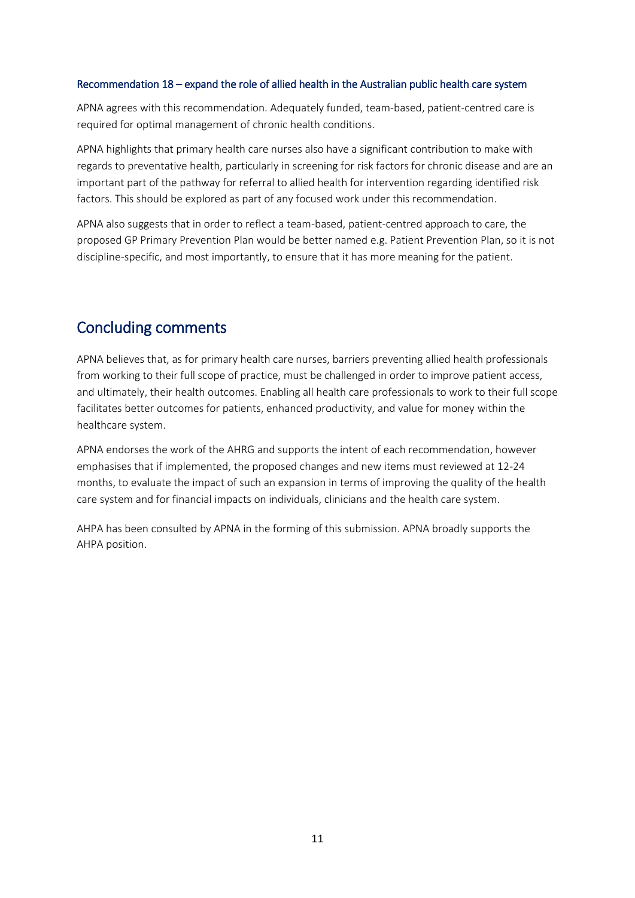### Recommendation 18 – expand the role of allied health in the Australian public health care system

APNA agrees with this recommendation. Adequately funded, team-based, patient-centred care is required for optimal management of chronic health conditions.

APNA highlights that primary health care nurses also have a significant contribution to make with regards to preventative health, particularly in screening for risk factors for chronic disease and are an important part of the pathway for referral to allied health for intervention regarding identified risk factors. This should be explored as part of any focused work under this recommendation.

APNA also suggests that in order to reflect a team-based, patient-centred approach to care, the proposed GP Primary Prevention Plan would be better named e.g. Patient Prevention Plan, so it is not discipline-specific, and most importantly, to ensure that it has more meaning for the patient.

## Concluding comments

APNA believes that, as for primary health care nurses, barriers preventing allied health professionals from working to their full scope of practice, must be challenged in order to improve patient access, and ultimately, their health outcomes. Enabling all health care professionals to work to their full scope facilitates better outcomes for patients, enhanced productivity, and value for money within the healthcare system.

APNA endorses the work of the AHRG and supports the intent of each recommendation, however emphasises that if implemented, the proposed changes and new items must reviewed at 12-24 months, to evaluate the impact of such an expansion in terms of improving the quality of the health care system and for financial impacts on individuals, clinicians and the health care system.

AHPA has been consulted by APNA in the forming of this submission. APNA broadly supports the AHPA position.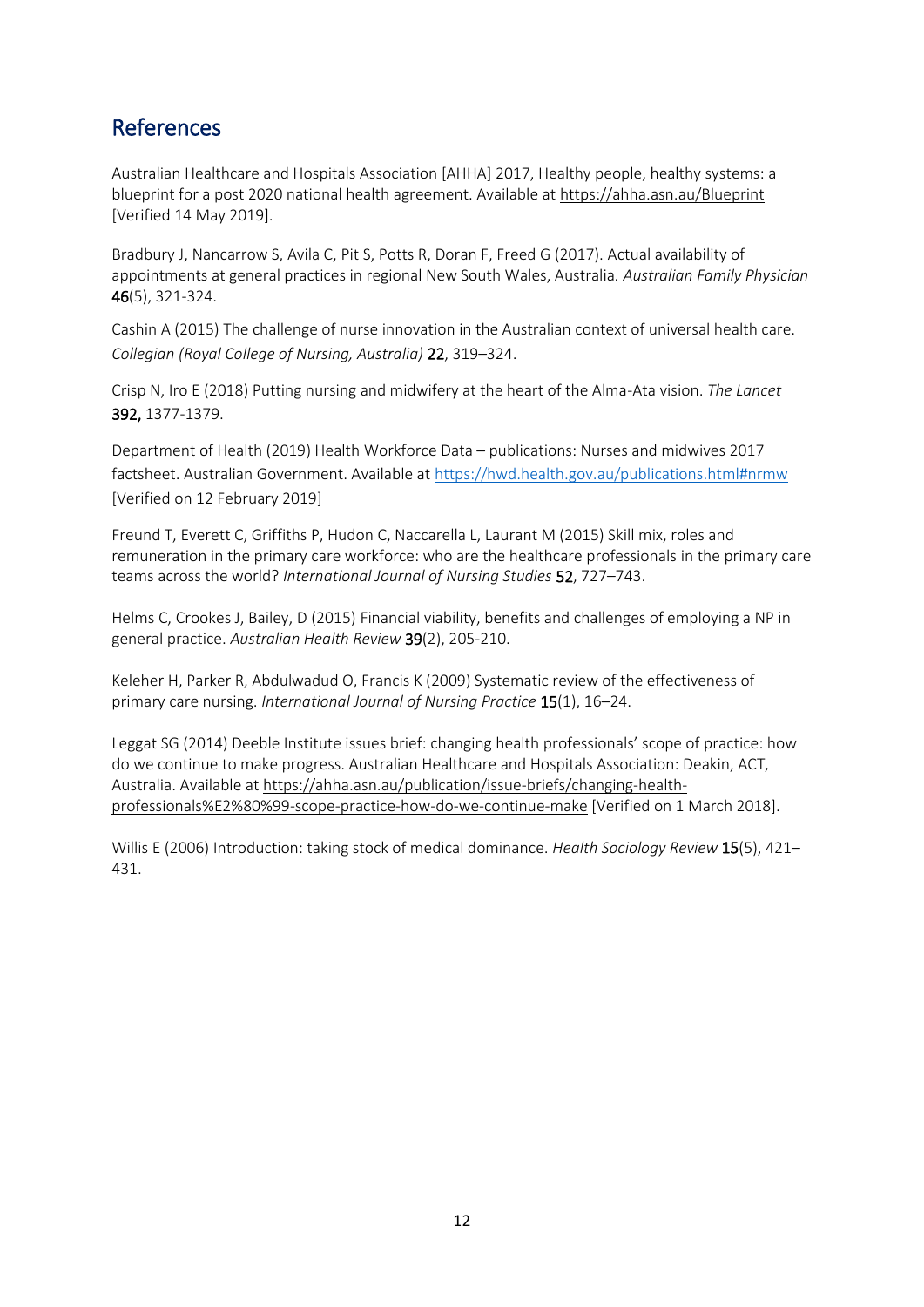## References

Australian Healthcare and Hospitals Association [AHHA] 2017, Healthy people, healthy systems: a blueprint for a post 2020 national health agreement. Available at https://ahha.asn.au/Blueprint [Verified 14 May 2019].

Bradbury J, Nancarrow S, Avila C, Pit S, Potts R, Doran F, Freed G (2017). Actual availability of appointments at general practices in regional New South Wales, Australia. *Australian Family Physician* **46**(5), 321-324.

Cashin A (2015) The challenge of nurse innovation in the Australian context of universal health care. *Collegian (Royal College of Nursing, Australia)* **22**, 319–324.

Crisp N, Iro E (2018) Putting nursing and midwifery at the heart of the Alma-Ata vision. *The Lancet* **392,** 1377-1379.

Department of Health (2019) Health Workforce Data – publications: Nurses and midwives 2017 factsheet. Australian Government. Available at https://hwd.health.gov.au/publications.html#nrmw [Verified on 12 February 2019]

Freund T, Everett C, Griffiths P, Hudon C, Naccarella L, Laurant M (2015) Skill mix, roles and remuneration in the primary care workforce: who are the healthcare professionals in the primary care teams across the world? *International Journal of Nursing Studies* **52**, 727–743.

Helms C, Crookes J, Bailey, D (2015) Financial viability, benefits and challenges of employing a NP in general practice. *Australian Health Review* **39**(2), 205-210.

Keleher H, Parker R, Abdulwadud O, Francis K (2009) Systematic review of the effectiveness of primary care nursing. *International Journal of Nursing Practice* **15**(1), 16–24.

Leggat SG (2014) Deeble Institute issues brief: changing health professionals' scope of practice: how do we continue to make progress. Australian Healthcare and Hospitals Association: Deakin, ACT, Australia. Available at https://ahha.asn.au/publication/issue-briefs/changing-health-professionals%E2%80%99-scope-practice-how-do-we-continue-make [Verified on 1 March 2018].

Willis E (2006) Introduction: taking stock of medical dominance. *Health Sociology Review* **15**(5), 421–431.